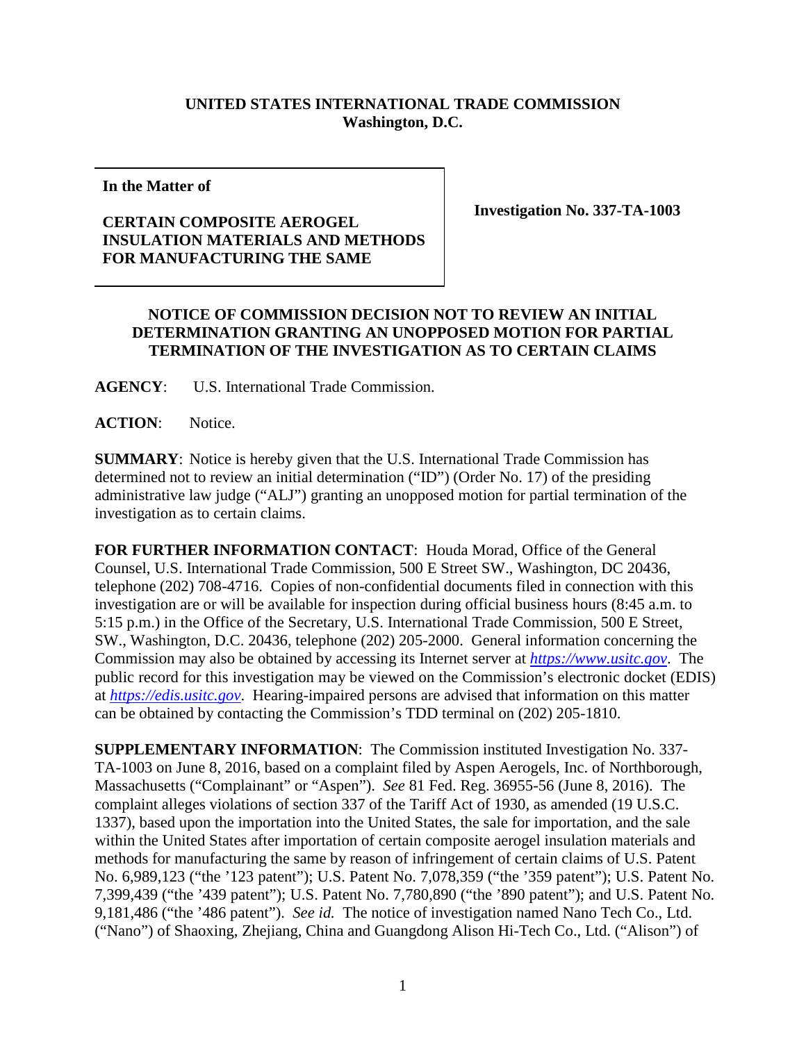**UNITED STATES INTERNATIONAL TRADE COMMISSION**
**Washington, D.C.**

| **In the Matter of**<br><br>**CERTAIN COMPOSITE AEROGEL INSULATION MATERIALS AND METHODS FOR MANUFACTURING THE SAME** | **Investigation No. 337-TA-1003** |
|---|---|

## NOTICE OF COMMISSION DECISION NOT TO REVIEW AN INITIAL DETERMINATION GRANTING AN UNOPPOSED MOTION FOR PARTIAL TERMINATION OF THE INVESTIGATION AS TO CERTAIN CLAIMS

**AGENCY**: U.S. International Trade Commission.

**ACTION**: Notice.

**SUMMARY**: Notice is hereby given that the U.S. International Trade Commission has determined not to review an initial determination ("ID") (Order No. 17) of the presiding administrative law judge ("ALJ") granting an unopposed motion for partial termination of the investigation as to certain claims.

**FOR FURTHER INFORMATION CONTACT**: Houda Morad, Office of the General Counsel, U.S. International Trade Commission, 500 E Street SW., Washington, DC 20436, telephone (202) 708-4716. Copies of non-confidential documents filed in connection with this investigation are or will be available for inspection during official business hours (8:45 a.m. to 5:15 p.m.) in the Office of the Secretary, U.S. International Trade Commission, 500 E Street, SW., Washington, D.C. 20436, telephone (202) 205-2000. General information concerning the Commission may also be obtained by accessing its Internet server at *https://www.usitc.gov*. The public record for this investigation may be viewed on the Commission's electronic docket (EDIS) at *https://edis.usitc.gov*. Hearing-impaired persons are advised that information on this matter can be obtained by contacting the Commission's TDD terminal on (202) 205-1810.

**SUPPLEMENTARY INFORMATION**: The Commission instituted Investigation No. 337-TA-1003 on June 8, 2016, based on a complaint filed by Aspen Aerogels, Inc. of Northborough, Massachusetts ("Complainant" or "Aspen"). *See* 81 Fed. Reg. 36955-56 (June 8, 2016). The complaint alleges violations of section 337 of the Tariff Act of 1930, as amended (19 U.S.C. 1337), based upon the importation into the United States, the sale for importation, and the sale within the United States after importation of certain composite aerogel insulation materials and methods for manufacturing the same by reason of infringement of certain claims of U.S. Patent No. 6,989,123 ("the '123 patent"); U.S. Patent No. 7,078,359 ("the '359 patent"); U.S. Patent No. 7,399,439 ("the '439 patent"); U.S. Patent No. 7,780,890 ("the '890 patent"); and U.S. Patent No. 9,181,486 ("the '486 patent"). *See id.* The notice of investigation named Nano Tech Co., Ltd. ("Nano") of Shaoxing, Zhejiang, China and Guangdong Alison Hi-Tech Co., Ltd. ("Alison") of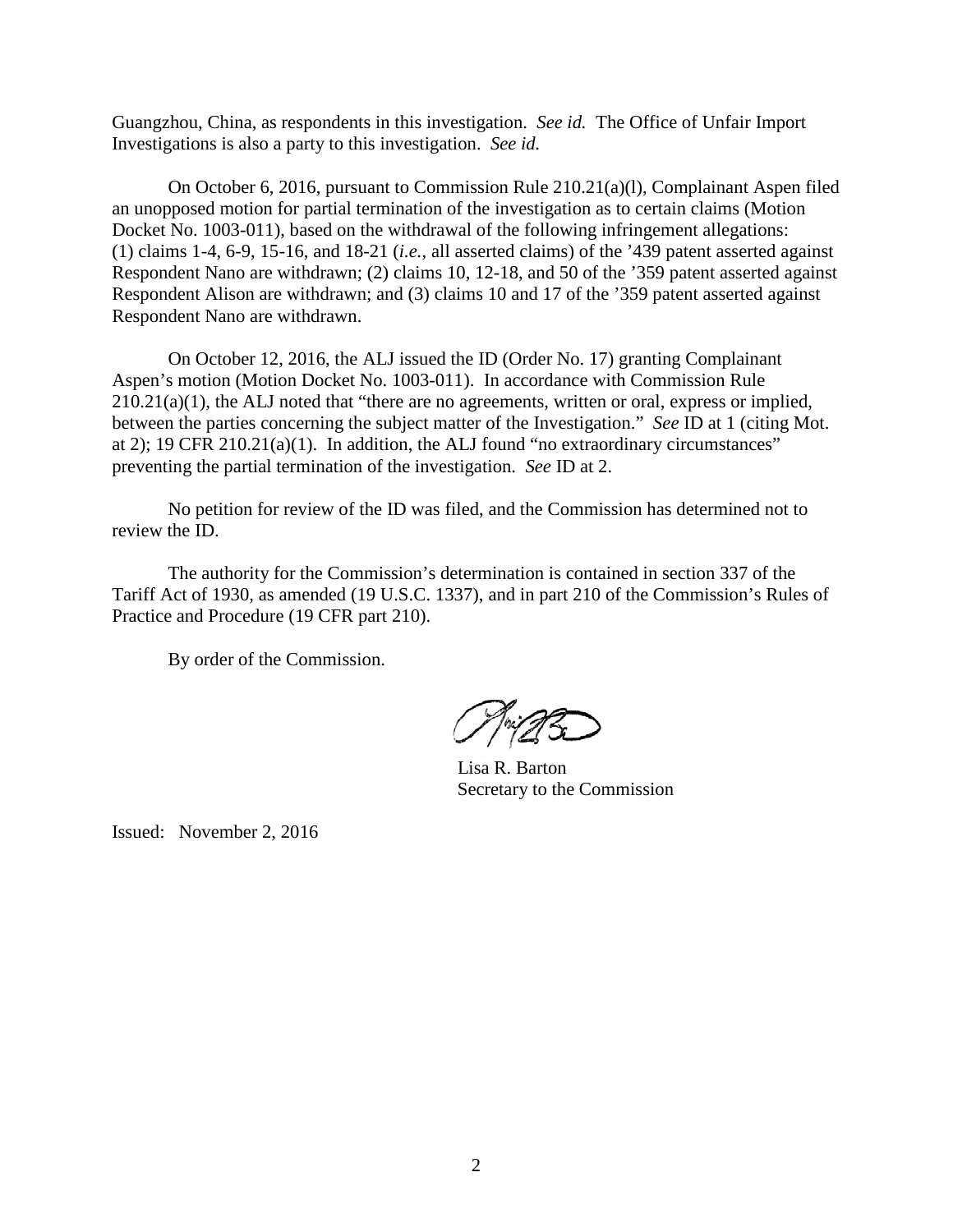Guangzhou, China, as respondents in this investigation. *See id.* The Office of Unfair Import Investigations is also a party to this investigation. *See id.*

On October 6, 2016, pursuant to Commission Rule 210.21(a)(l), Complainant Aspen filed an unopposed motion for partial termination of the investigation as to certain claims (Motion Docket No. 1003-011), based on the withdrawal of the following infringement allegations: (1) claims 1-4, 6-9, 15-16, and 18-21 (*i.e.*, all asserted claims) of the '439 patent asserted against Respondent Nano are withdrawn; (2) claims 10, 12-18, and 50 of the '359 patent asserted against Respondent Alison are withdrawn; and (3) claims 10 and 17 of the '359 patent asserted against Respondent Nano are withdrawn.

On October 12, 2016, the ALJ issued the ID (Order No. 17) granting Complainant Aspen's motion (Motion Docket No. 1003-011). In accordance with Commission Rule 210.21(a)(1), the ALJ noted that "there are no agreements, written or oral, express or implied, between the parties concerning the subject matter of the Investigation." *See* ID at 1 (citing Mot. at 2); 19 CFR 210.21(a)(1). In addition, the ALJ found "no extraordinary circumstances" preventing the partial termination of the investigation. *See* ID at 2.

No petition for review of the ID was filed, and the Commission has determined not to review the ID.

The authority for the Commission's determination is contained in section 337 of the Tariff Act of 1930, as amended (19 U.S.C. 1337), and in part 210 of the Commission's Rules of Practice and Procedure (19 CFR part 210).

By order of the Commission.

Lisa R. Barton
Secretary to the Commission

Issued: November 2, 2016